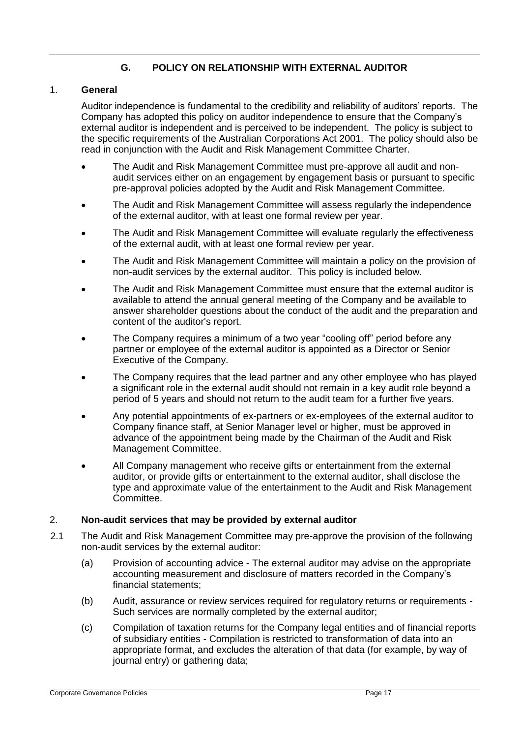## G. POLICY ON RELATIONSHIP WITH EXTERNAL AUDITOR

### 1. General

Auditor independence is fundamental to the credibility and reliability of auditors' reports. The Company has adopted this policy on auditor independence to ensure that the Company's external auditor is independent and is perceived to be independent. The policy is subject to the specific requirements of the Australian Corporations Act 2001. The policy should also be read in conjunction with the Audit and Risk Management Committee Charter.

- The Audit and Risk Management Committee must pre-approve all audit and non-audit services either on an engagement by engagement basis or pursuant to specific pre-approval policies adopted by the Audit and Risk Management Committee.
- The Audit and Risk Management Committee will assess regularly the independence of the external auditor, with at least one formal review per year.
- The Audit and Risk Management Committee will evaluate regularly the effectiveness of the external audit, with at least one formal review per year.
- The Audit and Risk Management Committee will maintain a policy on the provision of non-audit services by the external auditor. This policy is included below.
- The Audit and Risk Management Committee must ensure that the external auditor is available to attend the annual general meeting of the Company and be available to answer shareholder questions about the conduct of the audit and the preparation and content of the auditor's report.
- The Company requires a minimum of a two year "cooling off" period before any partner or employee of the external auditor is appointed as a Director or Senior Executive of the Company.
- The Company requires that the lead partner and any other employee who has played a significant role in the external audit should not remain in a key audit role beyond a period of 5 years and should not return to the audit team for a further five years.
- Any potential appointments of ex-partners or ex-employees of the external auditor to Company finance staff, at Senior Manager level or higher, must be approved in advance of the appointment being made by the Chairman of the Audit and Risk Management Committee.
- All Company management who receive gifts or entertainment from the external auditor, or provide gifts or entertainment to the external auditor, shall disclose the type and approximate value of the entertainment to the Audit and Risk Management Committee.

### 2. Non-audit services that may be provided by external auditor

2.1 The Audit and Risk Management Committee may pre-approve the provision of the following non-audit services by the external auditor:

(a) Provision of accounting advice - The external auditor may advise on the appropriate accounting measurement and disclosure of matters recorded in the Company's financial statements;

(b) Audit, assurance or review services required for regulatory returns or requirements - Such services are normally completed by the external auditor;

(c) Compilation of taxation returns for the Company legal entities and of financial reports of subsidiary entities - Compilation is restricted to transformation of data into an appropriate format, and excludes the alteration of that data (for example, by way of journal entry) or gathering data;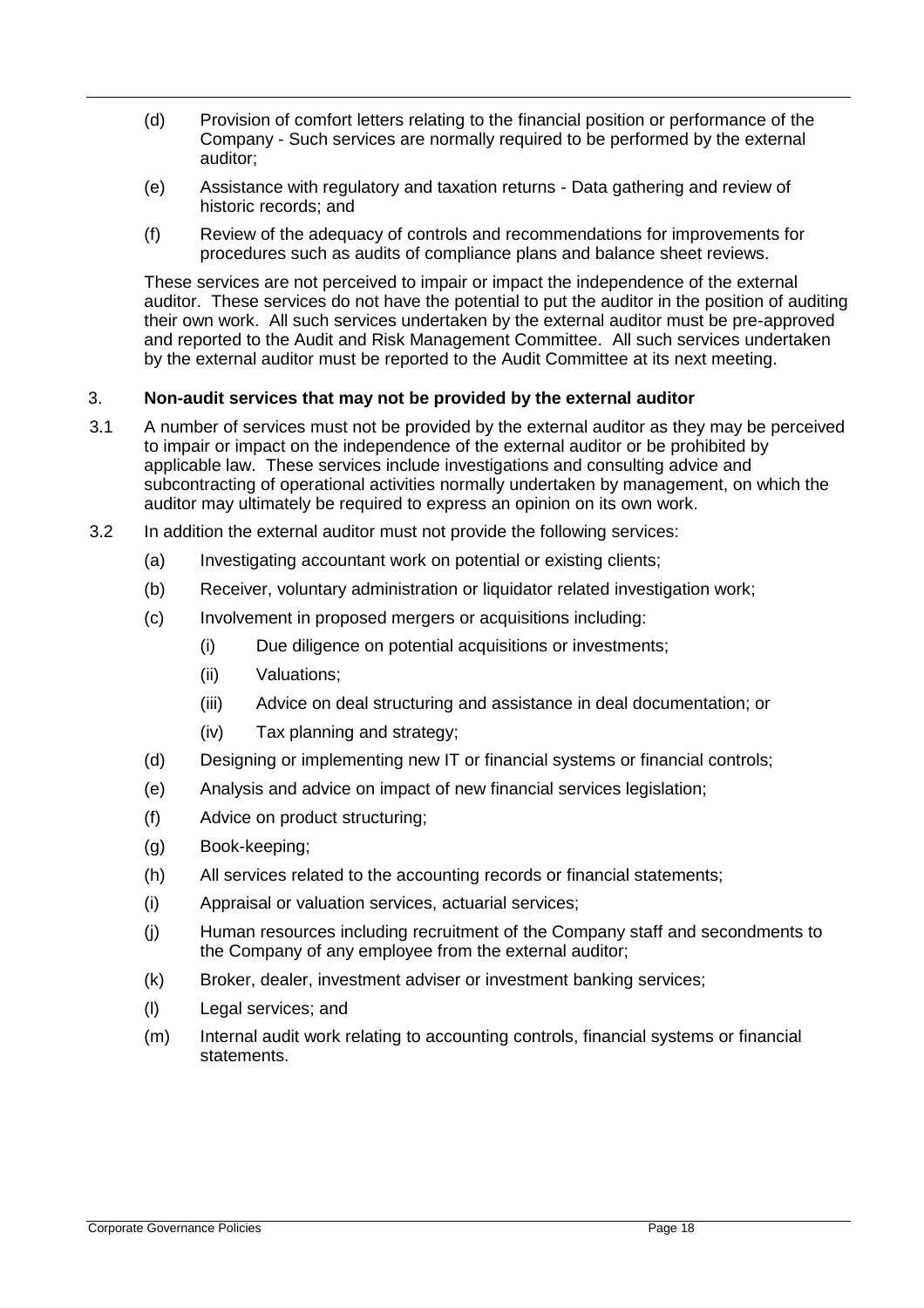(d) Provision of comfort letters relating to the financial position or performance of the Company - Such services are normally required to be performed by the external auditor;

(e) Assistance with regulatory and taxation returns - Data gathering and review of historic records; and

(f) Review of the adequacy of controls and recommendations for improvements for procedures such as audits of compliance plans and balance sheet reviews.

These services are not perceived to impair or impact the independence of the external auditor. These services do not have the potential to put the auditor in the position of auditing their own work. All such services undertaken by the external auditor must be pre-approved and reported to the Audit and Risk Management Committee. All such services undertaken by the external auditor must be reported to the Audit Committee at its next meeting.

## 3. **Non-audit services that may not be provided by the external auditor**

3.1 A number of services must not be provided by the external auditor as they may be perceived to impair or impact on the independence of the external auditor or be prohibited by applicable law. These services include investigations and consulting advice and subcontracting of operational activities normally undertaken by management, on which the auditor may ultimately be required to express an opinion on its own work.

3.2 In addition the external auditor must not provide the following services:

(a) Investigating accountant work on potential or existing clients;

(b) Receiver, voluntary administration or liquidator related investigation work;

(c) Involvement in proposed mergers or acquisitions including:

   (i) Due diligence on potential acquisitions or investments;

   (ii) Valuations;

   (iii) Advice on deal structuring and assistance in deal documentation; or

   (iv) Tax planning and strategy;

(d) Designing or implementing new IT or financial systems or financial controls;

(e) Analysis and advice on impact of new financial services legislation;

(f) Advice on product structuring;

(g) Book-keeping;

(h) All services related to the accounting records or financial statements;

(i) Appraisal or valuation services, actuarial services;

(j) Human resources including recruitment of the Company staff and secondments to the Company of any employee from the external auditor;

(k) Broker, dealer, investment adviser or investment banking services;

(l) Legal services; and

(m) Internal audit work relating to accounting controls, financial systems or financial statements.